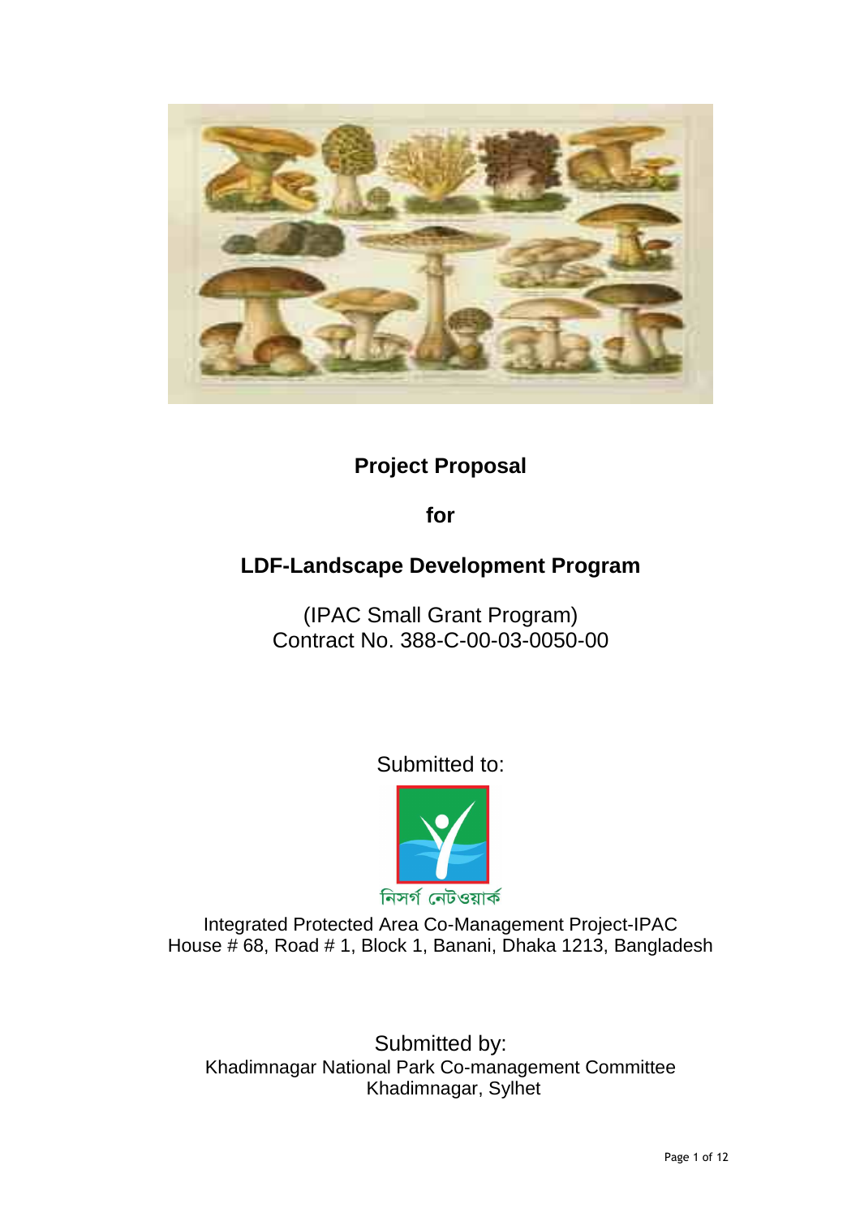# Project Proposal

# for

# LDF-Landscape Development Program

(IPAC Small Grant Program)
Contract No. 388-C-00-03-0050-00

Submitted to:

নিসর্গ নেটওয়ার্ক

Integrated Protected Area Co-Management Project-IPAC
House # 68, Road # 1, Block 1, Banani, Dhaka 1213, Bangladesh

Submitted by:
Khadimnagar National Park Co-management Committee
Khadimnagar, Sylhet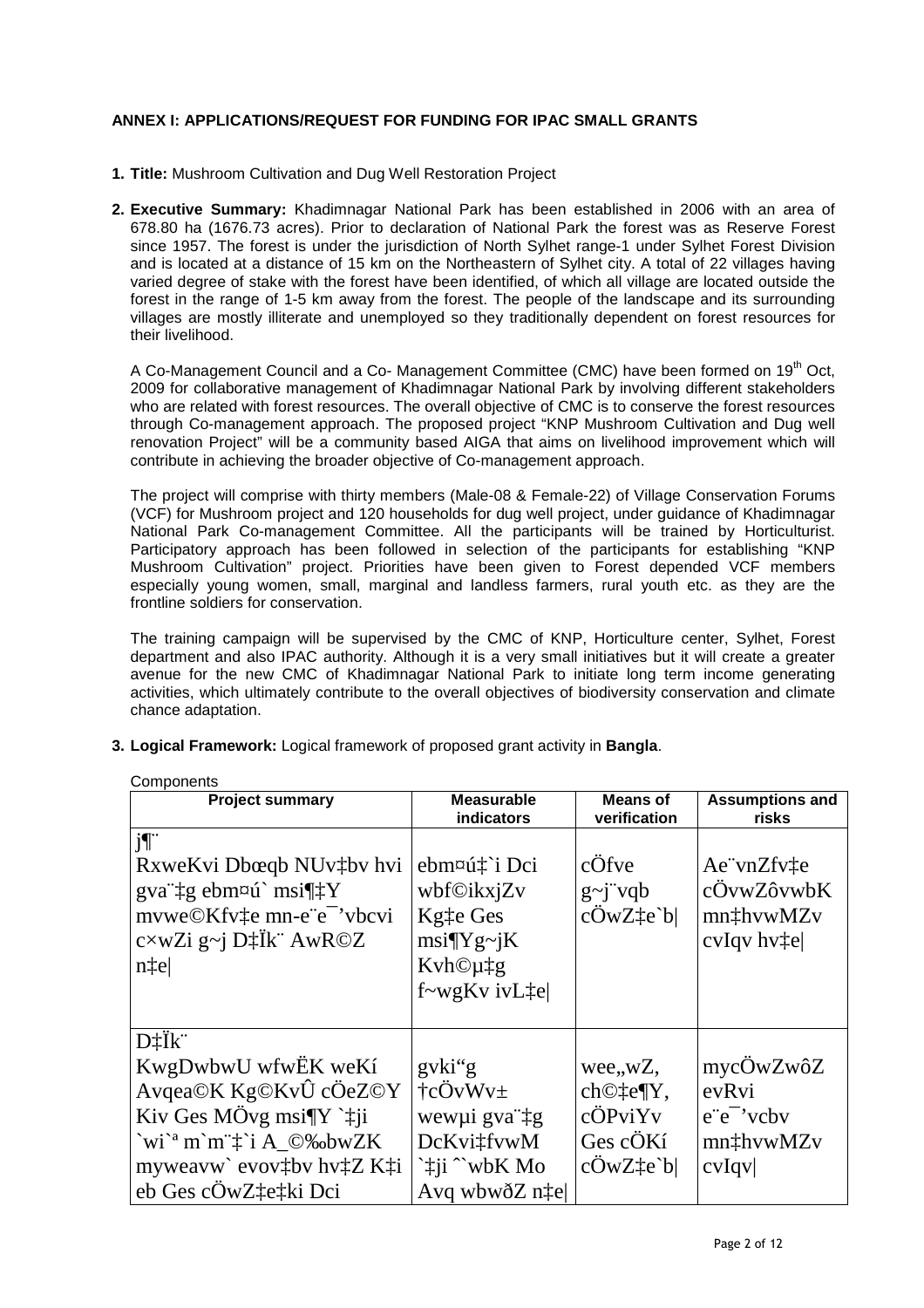**ANNEX I: APPLICATIONS/REQUEST FOR FUNDING FOR IPAC SMALL GRANTS**

1. **Title:** Mushroom Cultivation and Dug Well Restoration Project

2. **Executive Summary:** Khadimnagar National Park has been established in 2006 with an area of 678.80 ha (1676.73 acres). Prior to declaration of National Park the forest was as Reserve Forest since 1957. The forest is under the jurisdiction of North Sylhet range-1 under Sylhet Forest Division and is located at a distance of 15 km on the Northeastern of Sylhet city. A total of 22 villages having varied degree of stake with the forest have been identified, of which all village are located outside the forest in the range of 1-5 km away from the forest. The people of the landscape and its surrounding villages are mostly illiterate and unemployed so they traditionally dependent on forest resources for their livelihood.

   A Co-Management Council and a Co- Management Committee (CMC) have been formed on 19th Oct, 2009 for collaborative management of Khadimnagar National Park by involving different stakeholders who are related with forest resources. The overall objective of CMC is to conserve the forest resources through Co-management approach. The proposed project "KNP Mushroom Cultivation and Dug well renovation Project" will be a community based AIGA that aims on livelihood improvement which will contribute in achieving the broader objective of Co-management approach.

   The project will comprise with thirty members (Male-08 & Female-22) of Village Conservation Forums (VCF) for Mushroom project and 120 households for dug well project, under guidance of Khadimnagar National Park Co-management Committee. All the participants will be trained by Horticulturist. Participatory approach has been followed in selection of the participants for establishing "KNP Mushroom Cultivation" project. Priorities have been given to Forest depended VCF members especially young women, small, marginal and landless farmers, rural youth etc. as they are the frontline soldiers for conservation.

   The training campaign will be supervised by the CMC of KNP, Horticulture center, Sylhet, Forest department and also IPAC authority. Although it is a very small initiatives but it will create a greater avenue for the new CMC of Khadimnagar National Park to initiate long term income generating activities, which ultimately contribute to the overall objectives of biodiversity conservation and climate chance adaptation.

3. **Logical Framework:** Logical framework of proposed grant activity in **Bangla**.

Components

| Project summary | Measurable indicators | Means of verification | Assumptions and risks |
|---|---|---|---|
| j¶¨ RxweKvi Dbœqb NUv‡bv hvi gva¨‡g ebm¤ú` msi¶‡Y mvwe©Kfv‡e mn-e¨e¯'vbcvi c×wZi g~j D‡Ïk¨ AwR©Z n‡e\| | ebm¤ú‡`i Dci wbf©ikxjZv Kg‡e Ges msi¶Yg~jK Kvh©µ‡g f~wgKv ivL‡e\| | cÖfve g~j¨vqb cÖwZ‡e`b\| | Ae¨vnZfv‡e cÖvwZôvwbK mn‡hvwMZv cvIqv hv‡e\| |
| D‡Ïk¨ KwgDwbwU wfwËK weKí Avqea©K Kg©KvÛ cÖeZ©Y Kiv Ges MÖvg msi¶Y `‡ji `wi`ª m`m¨‡`i A\_©‰bwZK myweavw` evov‡bv hv‡Z K‡i eb Ges cÖwZ‡e‡ki Dci | gvki"g †cÖvWv± wewµi gva¨‡g DcKvi‡fvwM `‡ji ^`wbK Mo Avq wbwðZ n‡e\| | wee"wZ, ch©‡e¶Y, cÖPviYv Ges cÖKí cÖwZ‡e`b\| | mycÖwZwôZ evRvi e¨e¯'vcbv mn‡hvwMZv cvIqv\| |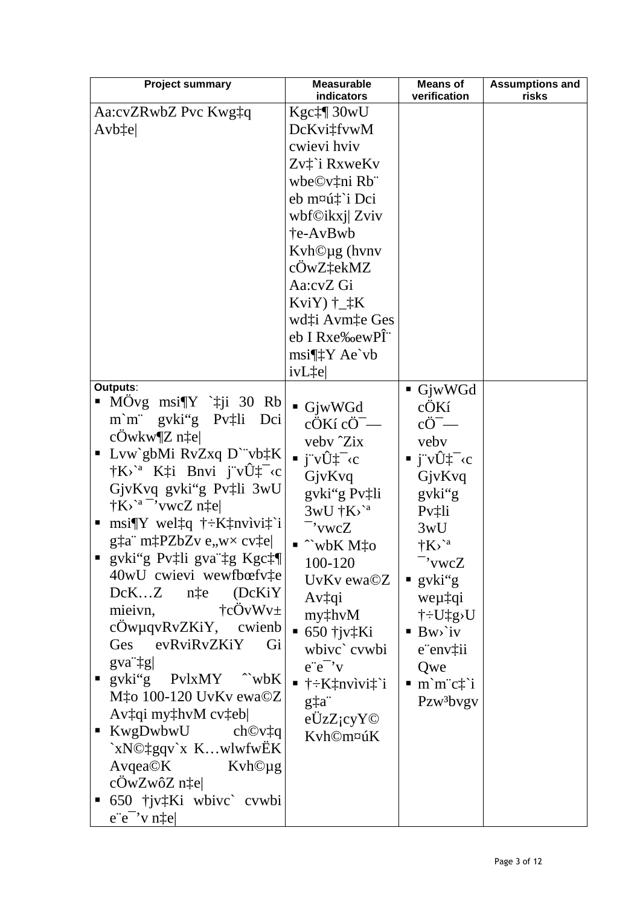| Project summary | Measurable indicators | Means of verification | Assumptions and risks |
| --- | --- | --- | --- |
| Aa:cvZRwbZ Pvc Kwg‡q Avb‡e\| | Kgc‡¶ 30wU DcKvi‡fvwM cwievi hviv Zv‡`i RxweKv wbe©v‡ni Rb¨ eb m¤ú‡`i Dci wbf©ikxj\| Zviv †e-AvBwb Kvh©µg (hvnv cÖwZ‡ekMZ Aa:cvZ Gi KviY) †\_‡K wd‡i Avm‡e Ges eb I Rxe‰ewPÎ¨ msi¶‡Y Ae`vb ivL‡e\| | | |
| **Outputs**:<br>▪ MÖvg msi¶Y `‡ji 30 Rb m`m¨ gvki"g Pv‡li Dci cÖwkw¶Z n‡e\|<br>▪ Lvw`gbMi RvZxq D`¨vb‡K †K›`ª K‡i Bnvi j¨vÛ‡¯‹c GjvKvq gvki"g Pv‡li 3wU †K›`ª ¯'vwcZ n‡e\|<br>▪ msi¶Y wel‡q †÷K‡nvìvi‡`i g‡a¨ m‡PZbZv e„w× cv‡e\|<br>▪ gvki"g Pv‡li gva¨‡g Kgc‡¶ 40wU cwievi wewfbœfv‡e DcK…Z n‡e (DcKiY mieivn, †cÖvWv± cÖwµqvRvZKiY, cwienb Ges evRviRvZKiY Gi gva¨‡g\|<br>▪ gvki"g PvlxMY ˆ`wbK M‡o 100-120 UvKv ewa©Z Av‡qi my‡hvM cv‡eb\|<br>▪ KwgDwbwU ch©v‡q `xN©‡gqv`x K…wlwfËK Avqea©K Kvh©µg cÖwZwôZ n‡e\|<br>▪ 650 †jv‡Ki wbivc` cvwbi e¨e¯'v n‡e\| | ▪ GjwWGd cÖKí cÖ¯— vebv ˆZix<br>▪ j¨vÛ‡¯‹c GjvKvq gvki"g Pv‡li 3wU †K›`ª ¯'vwcZ<br>▪ ˆ`wbK M‡o 100-120 UvKv ewa©Z Av‡qi my‡hvM<br>▪ 650 †jv‡Ki wbivc` cvwbi e¨e¯'v<br>▪ †÷K‡nvìvi‡`i g‡a¨ eÜzZ¡cyY© Kvh©m¤úK | ▪ GjwWGd cÖKí cÖ¯— vebv<br>▪ j¨vÛ‡¯‹c GjvKvq gvki"g Pv‡li 3wU †K›`ª ¯'vwcZ<br>▪ gvki"g weµ‡qi †÷U‡g›U<br>▪ Bw›`iv e¨env‡ii Qwe<br>▪ m`m¨c‡`i Pzw³bvgv | |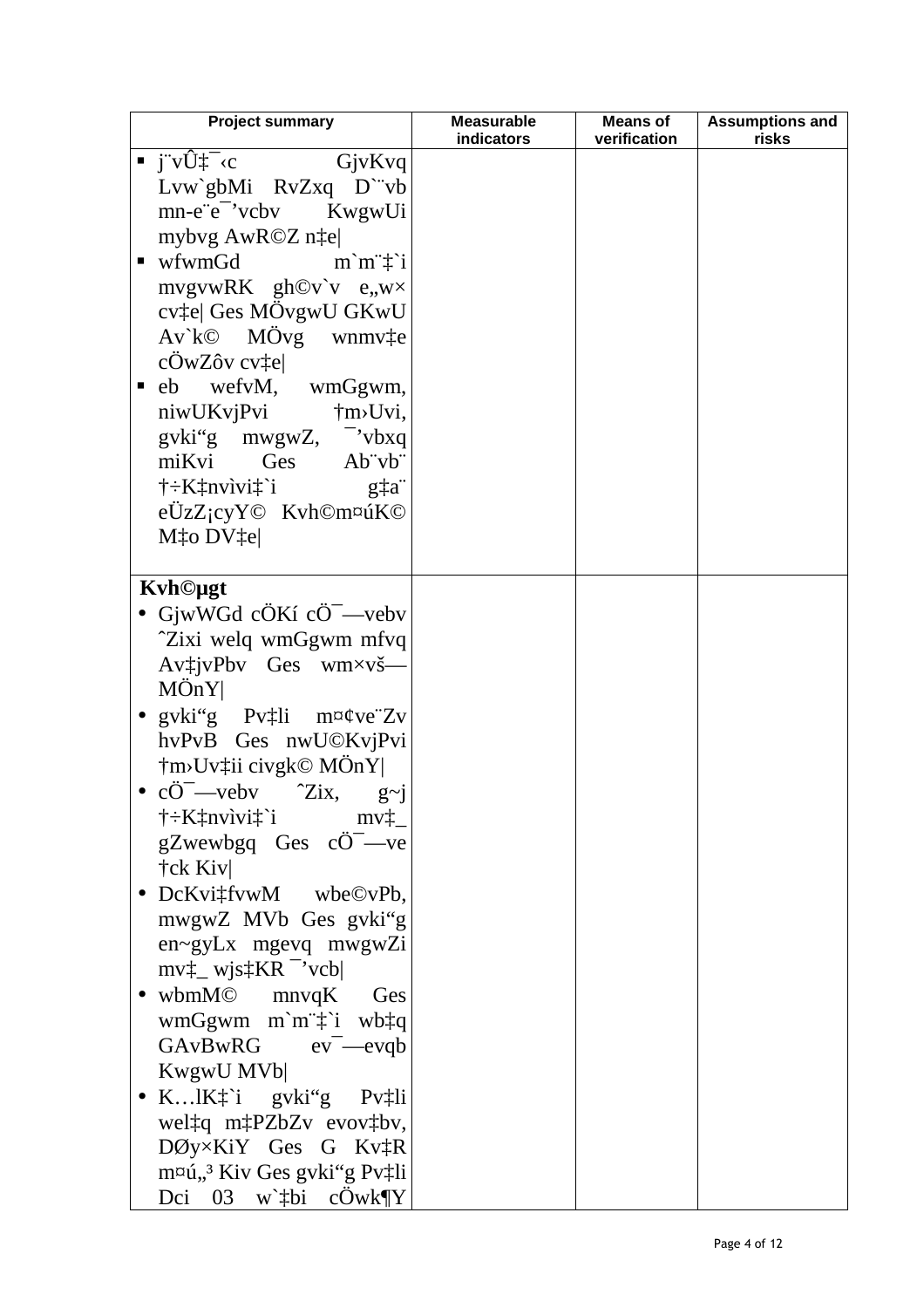| Project summary | Measurable indicators | Means of verification | Assumptions and risks |
|---|---|---|---|
| ▪ j¨vÛ‡¯‹c GjvKvq Lvw`gbMi RvZxq D`¨vb mn-e¨e¯'vcbv KwgwUi mybvg AwR©Z n‡e\|<br>▪ wfwmGd m`m¨‡`i mvgvwRK gh©v`v e„w× cv‡e\| Ges MÖvgwU GKwU Av`k© MÖvg wnmv‡e cÖwZôv cv‡e\|<br>▪ eb wefvM, wmGgwm, niwUKvjPvi †m›Uvi, gvki"g mwgwZ, ¯'vbxq miKvi Ges Ab¨vb¨ †÷K‡nvìvi‡`i g‡a¨ eÜzZ¡cyY© Kvh©m¤úK© M‡o DV‡e\| | | | |
| **Kvh©µgt**<br>• GjwWGd cÖKí cÖ¯—vebv ˆZixi welq wmGgwm mfvq Av‡jvPbv Ges wm×vš— MÖnY\|<br>• gvki"g Pv‡li m¤¢ve¨Zv hvPvB Ges nwU©KvjPvi †m›Uv‡ii civgk© MÖnY\|<br>• cÖ¯—vebv ˆZix, g~j †÷K‡nvìvi‡`i mv‡\_ gZwewbgq Ges cÖ¯—ve †ck Kiv\|<br>• DcKvi‡fvwM wbe©vPb, mwgwZ MVb Ges gvki"g en~gyLx mgevq mwgwZi mv‡\_ wjs‡KR ¯'vcb\|<br>• wbmM© mnvqK Ges wmGgwm m`m¨‡`i wb‡q GAvBwRG ev¯—evqb KwgwU MVb\|<br>• K…lK‡`i gvki"g Pv‡li wel‡q m‡PZbZv evov‡bv, DØy×KiY Ges G Kv‡R m¤ú„³ Kiv Ges gvki"g Pv‡li Dci 03 w`‡bi cÖwk¶Y | | | |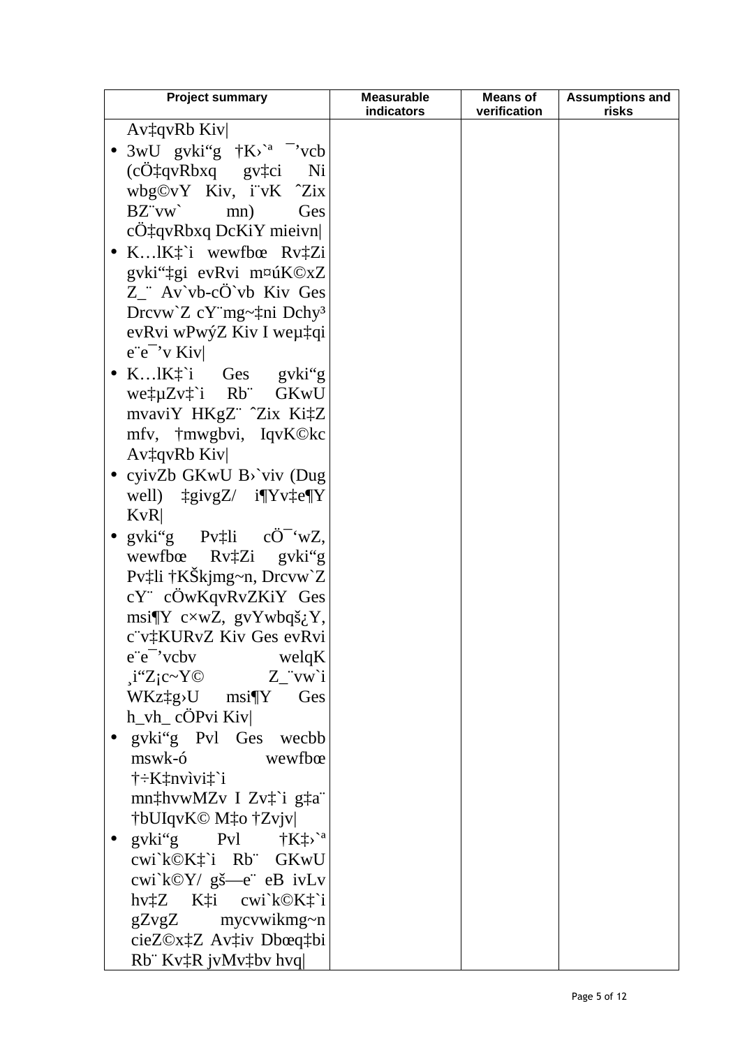| Project summary | Measurable indicators | Means of verification | Assumptions and risks |
|---|---|---|---|
| Av‡qvRb Kiv\|<br>• 3wU gvki“g †K›`ª ¯’vcb (cÖ‡qvRbxq gv‡ci Ni wbg©vY Kiv, i¨vK ˆZix BZ¨vw` mn) Ges cÖ‡qvRbxq DcKiY mieivn\|<br>• K…lK‡`i wewfbœ Rv‡Zi gvki“‡gi evRvi m¤úK©xZ Z_¨ Av`vb-cÖ`vb Kiv Ges Drcvw`Z cY¨mg~‡ni Dchy³ evRvi wPwýZ Kiv I weµ‡qi e¨e¯’v Kiv\|<br>• K…lK‡`i Ges gvki“g we‡µZv‡`i Rb¨ GKwU mvaviY HKgZ¨ ˆZix Ki‡Z mfv, †mwgbvi, IqvK©kc Av‡qvRb Kiv\|<br>• cyivZb GKwU B›`viv (Dug well) ‡givgZ/ i¶Yv‡e¶Y KvR\|<br>• gvki“g Pv‡li cÖ¯‘wZ, wewfbœ Rv‡Zi gvki“g Pv‡li †KŠkjmg~n, Drcvw`Z cY¨ cÖwKqvRvZKiY Ges msi¶Y c×wZ, gvYwbqš¿Y, c¨v‡KURvZ Kiv Ges evRvi e¨e¯’vcbv welqK ¸i“Z¡c~Y© Z_¨vw`i WKz‡g›U msi¶Y Ges h_vh_ cÖPvi Kiv\|<br>• gvki“g Pvl Ges wecbb mswk-ó wewfbœ †÷K‡nvìvi‡`i mn‡hvwMZv I Zv‡`i g‡a¨ †bUIqvK© M‡o †Zvjv\|<br>• gvki“g Pvl †K‡›`ª cwi`k©K‡`i Rb¨ GKwU cwi`k©Y/ gš—e¨ eB ivLv hv‡Z K‡i cwi`k©K‡`i gZvgZ mycvwikmg~n cieZ©x‡Z Av‡iv Dbœq‡bi Rb¨ Kv‡R jvMv‡bv hvq\| | | | |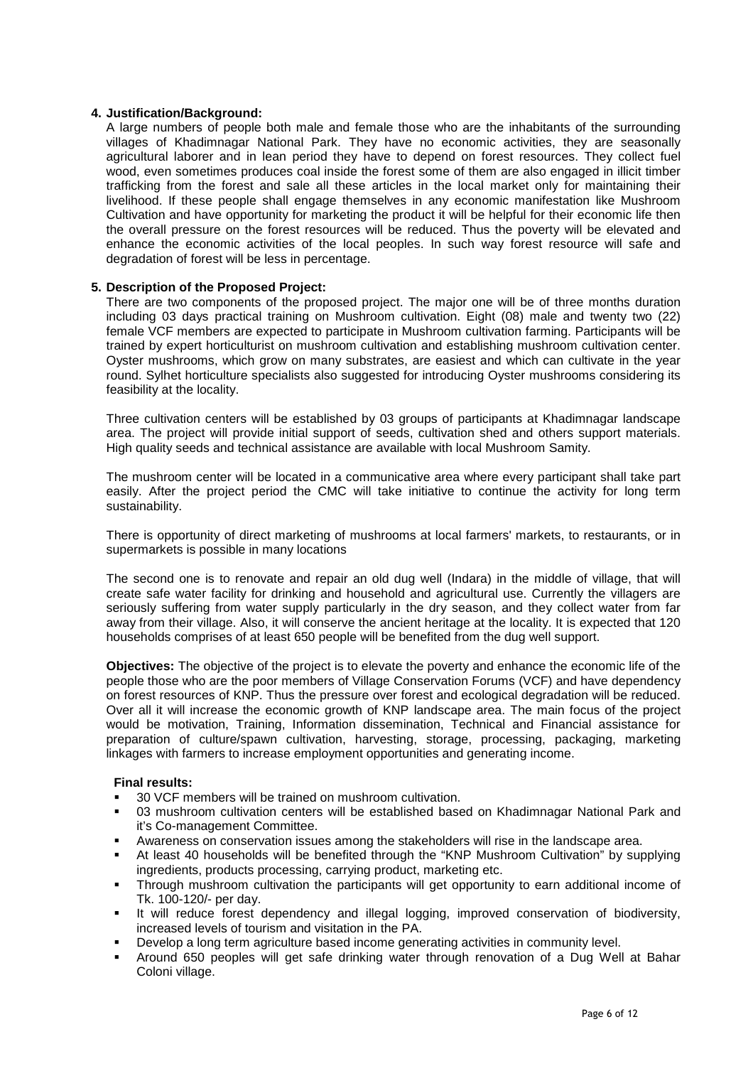**4. Justification/Background:**

A large numbers of people both male and female those who are the inhabitants of the surrounding villages of Khadimnagar National Park. They have no economic activities, they are seasonally agricultural laborer and in lean period they have to depend on forest resources. They collect fuel wood, even sometimes produces coal inside the forest some of them are also engaged in illicit timber trafficking from the forest and sale all these articles in the local market only for maintaining their livelihood. If these people shall engage themselves in any economic manifestation like Mushroom Cultivation and have opportunity for marketing the product it will be helpful for their economic life then the overall pressure on the forest resources will be reduced. Thus the poverty will be elevated and enhance the economic activities of the local peoples. In such way forest resource will safe and degradation of forest will be less in percentage.

**5. Description of the Proposed Project:**

There are two components of the proposed project. The major one will be of three months duration including 03 days practical training on Mushroom cultivation. Eight (08) male and twenty two (22) female VCF members are expected to participate in Mushroom cultivation farming. Participants will be trained by expert horticulturist on mushroom cultivation and establishing mushroom cultivation center. Oyster mushrooms, which grow on many substrates, are easiest and which can cultivate in the year round. Sylhet horticulture specialists also suggested for introducing Oyster mushrooms considering its feasibility at the locality.

Three cultivation centers will be established by 03 groups of participants at Khadimnagar landscape area. The project will provide initial support of seeds, cultivation shed and others support materials. High quality seeds and technical assistance are available with local Mushroom Samity.

The mushroom center will be located in a communicative area where every participant shall take part easily. After the project period the CMC will take initiative to continue the activity for long term sustainability.

There is opportunity of direct marketing of mushrooms at local farmers' markets, to restaurants, or in supermarkets is possible in many locations

The second one is to renovate and repair an old dug well (Indara) in the middle of village, that will create safe water facility for drinking and household and agricultural use. Currently the villagers are seriously suffering from water supply particularly in the dry season, and they collect water from far away from their village. Also, it will conserve the ancient heritage at the locality. It is expected that 120 households comprises of at least 650 people will be benefited from the dug well support.

**Objectives:** The objective of the project is to elevate the poverty and enhance the economic life of the people those who are the poor members of Village Conservation Forums (VCF) and have dependency on forest resources of KNP. Thus the pressure over forest and ecological degradation will be reduced. Over all it will increase the economic growth of KNP landscape area. The main focus of the project would be motivation, Training, Information dissemination, Technical and Financial assistance for preparation of culture/spawn cultivation, harvesting, storage, processing, packaging, marketing linkages with farmers to increase employment opportunities and generating income.

**Final results:**

- 30 VCF members will be trained on mushroom cultivation.
- 03 mushroom cultivation centers will be established based on Khadimnagar National Park and it's Co-management Committee.
- Awareness on conservation issues among the stakeholders will rise in the landscape area.
- At least 40 households will be benefited through the "KNP Mushroom Cultivation" by supplying ingredients, products processing, carrying product, marketing etc.
- Through mushroom cultivation the participants will get opportunity to earn additional income of Tk. 100-120/- per day.
- It will reduce forest dependency and illegal logging, improved conservation of biodiversity, increased levels of tourism and visitation in the PA.
- Develop a long term agriculture based income generating activities in community level.
- Around 650 peoples will get safe drinking water through renovation of a Dug Well at Bahar Coloni village.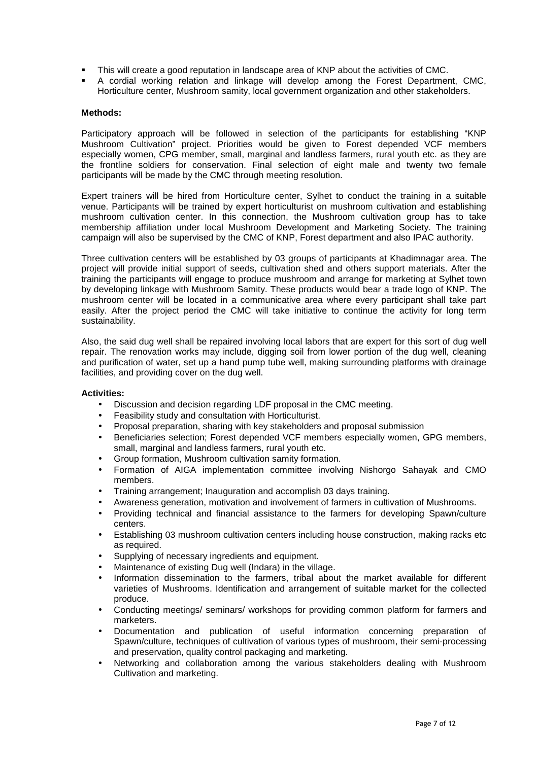- This will create a good reputation in landscape area of KNP about the activities of CMC.
- A cordial working relation and linkage will develop among the Forest Department, CMC, Horticulture center, Mushroom samity, local government organization and other stakeholders.

**Methods:**

Participatory approach will be followed in selection of the participants for establishing "KNP Mushroom Cultivation" project. Priorities would be given to Forest depended VCF members especially women, CPG member, small, marginal and landless farmers, rural youth etc. as they are the frontline soldiers for conservation. Final selection of eight male and twenty two female participants will be made by the CMC through meeting resolution.

Expert trainers will be hired from Horticulture center, Sylhet to conduct the training in a suitable venue. Participants will be trained by expert horticulturist on mushroom cultivation and establishing mushroom cultivation center. In this connection, the Mushroom cultivation group has to take membership affiliation under local Mushroom Development and Marketing Society. The training campaign will also be supervised by the CMC of KNP, Forest department and also IPAC authority.

Three cultivation centers will be established by 03 groups of participants at Khadimnagar area. The project will provide initial support of seeds, cultivation shed and others support materials. After the training the participants will engage to produce mushroom and arrange for marketing at Sylhet town by developing linkage with Mushroom Samity. These products would bear a trade logo of KNP. The mushroom center will be located in a communicative area where every participant shall take part easily. After the project period the CMC will take initiative to continue the activity for long term sustainability.

Also, the said dug well shall be repaired involving local labors that are expert for this sort of dug well repair. The renovation works may include, digging soil from lower portion of the dug well, cleaning and purification of water, set up a hand pump tube well, making surrounding platforms with drainage facilities, and providing cover on the dug well.

**Activities:**

- Discussion and decision regarding LDF proposal in the CMC meeting.
- Feasibility study and consultation with Horticulturist.
- Proposal preparation, sharing with key stakeholders and proposal submission
- Beneficiaries selection; Forest depended VCF members especially women, GPG members, small, marginal and landless farmers, rural youth etc.
- Group formation, Mushroom cultivation samity formation.
- Formation of AIGA implementation committee involving Nishorgo Sahayak and CMO members.
- Training arrangement; Inauguration and accomplish 03 days training.
- Awareness generation, motivation and involvement of farmers in cultivation of Mushrooms.
- Providing technical and financial assistance to the farmers for developing Spawn/culture centers.
- Establishing 03 mushroom cultivation centers including house construction, making racks etc as required.
- Supplying of necessary ingredients and equipment.
- Maintenance of existing Dug well (Indara) in the village.
- Information dissemination to the farmers, tribal about the market available for different varieties of Mushrooms. Identification and arrangement of suitable market for the collected produce.
- Conducting meetings/ seminars/ workshops for providing common platform for farmers and marketers.
- Documentation and publication of useful information concerning preparation of Spawn/culture, techniques of cultivation of various types of mushroom, their semi-processing and preservation, quality control packaging and marketing.
- Networking and collaboration among the various stakeholders dealing with Mushroom Cultivation and marketing.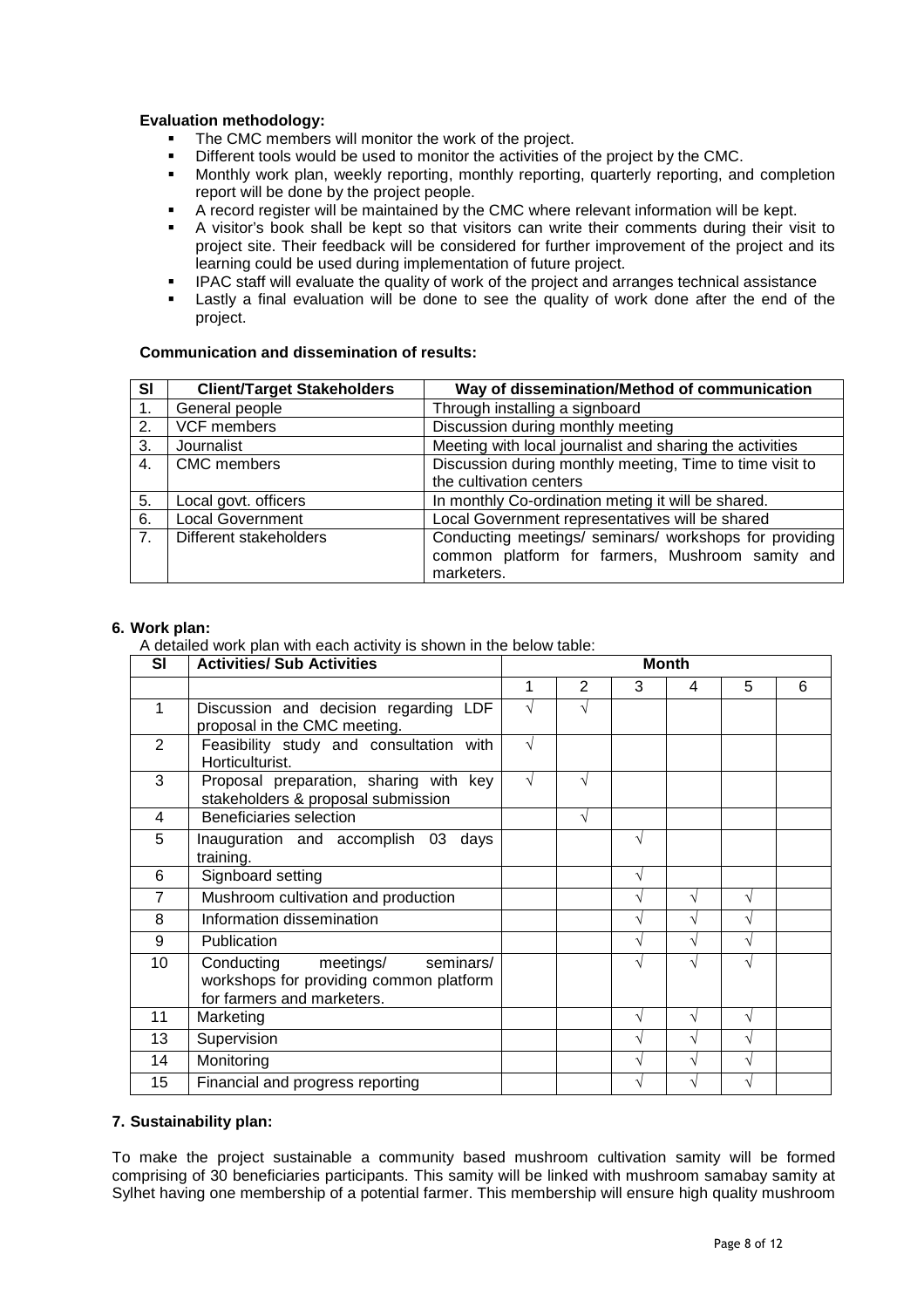**Evaluation methodology:**

- The CMC members will monitor the work of the project.
- Different tools would be used to monitor the activities of the project by the CMC.
- Monthly work plan, weekly reporting, monthly reporting, quarterly reporting, and completion report will be done by the project people.
- A record register will be maintained by the CMC where relevant information will be kept.
- A visitor's book shall be kept so that visitors can write their comments during their visit to project site. Their feedback will be considered for further improvement of the project and its learning could be used during implementation of future project.
- IPAC staff will evaluate the quality of work of the project and arranges technical assistance
- Lastly a final evaluation will be done to see the quality of work done after the end of the project.

**Communication and dissemination of results:**

| Sl | Client/Target Stakeholders | Way of dissemination/Method of communication |
|---|---|---|
| 1. | General people | Through installing a signboard |
| 2. | VCF members | Discussion during monthly meeting |
| 3. | Journalist | Meeting with local journalist and sharing the activities |
| 4. | CMC members | Discussion during monthly meeting, Time to time visit to the cultivation centers |
| 5. | Local govt. officers | In monthly Co-ordination meting it will be shared. |
| 6. | Local Government | Local Government representatives will be shared |
| 7. | Different stakeholders | Conducting meetings/ seminars/ workshops for providing common platform for farmers, Mushroom samity and marketers. |

## 6. Work plan:

A detailed work plan with each activity is shown in the below table:

| Sl | Activities/ Sub Activities | Month | | | | | |
|---|---|---|---|---|---|---|---|
| | | 1 | 2 | 3 | 4 | 5 | 6 |
| 1 | Discussion and decision regarding LDF proposal in the CMC meeting. | √ | √ | | | | |
| 2 | Feasibility study and consultation with Horticulturist. | √ | | | | | |
| 3 | Proposal preparation, sharing with key stakeholders & proposal submission | √ | √ | | | | |
| 4 | Beneficiaries selection | | √ | | | | |
| 5 | Inauguration and accomplish 03 days training. | | | √ | | | |
| 6 | Signboard setting | | | √ | | | |
| 7 | Mushroom cultivation and production | | | √ | √ | √ | |
| 8 | Information dissemination | | | √ | √ | √ | |
| 9 | Publication | | | √ | √ | √ | |
| 10 | Conducting meetings/ seminars/ workshops for providing common platform for farmers and marketers. | | | √ | √ | √ | |
| 11 | Marketing | | | √ | √ | √ | |
| 13 | Supervision | | | √ | √ | √ | |
| 14 | Monitoring | | | √ | √ | √ | |
| 15 | Financial and progress reporting | | | √ | √ | √ | |

## 7. Sustainability plan:

To make the project sustainable a community based mushroom cultivation samity will be formed comprising of 30 beneficiaries participants. This samity will be linked with mushroom samabay samity at Sylhet having one membership of a potential farmer. This membership will ensure high quality mushroom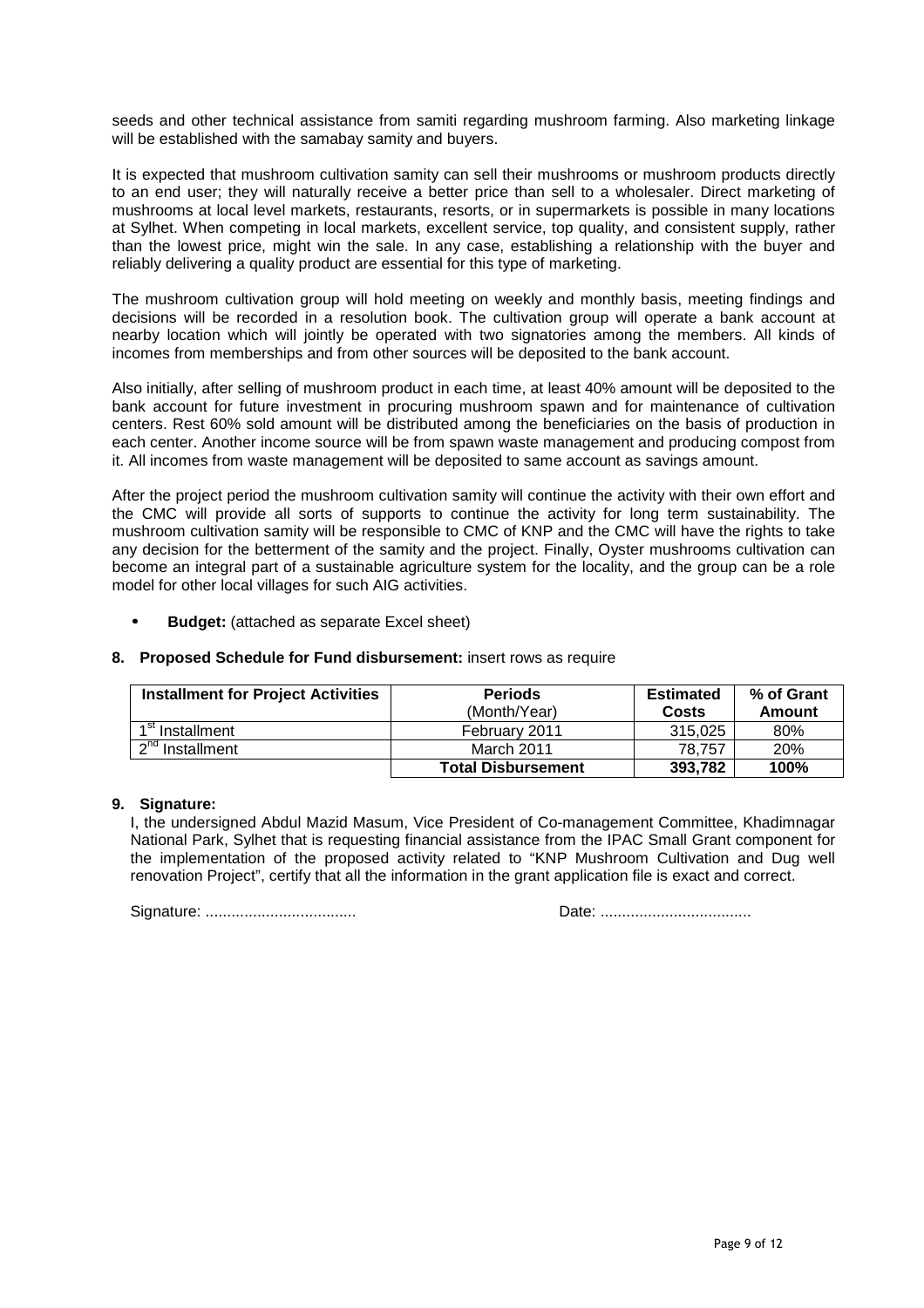seeds and other technical assistance from samiti regarding mushroom farming. Also marketing linkage will be established with the samabay samity and buyers.

It is expected that mushroom cultivation samity can sell their mushrooms or mushroom products directly to an end user; they will naturally receive a better price than sell to a wholesaler. Direct marketing of mushrooms at local level markets, restaurants, resorts, or in supermarkets is possible in many locations at Sylhet. When competing in local markets, excellent service, top quality, and consistent supply, rather than the lowest price, might win the sale. In any case, establishing a relationship with the buyer and reliably delivering a quality product are essential for this type of marketing.

The mushroom cultivation group will hold meeting on weekly and monthly basis, meeting findings and decisions will be recorded in a resolution book. The cultivation group will operate a bank account at nearby location which will jointly be operated with two signatories among the members. All kinds of incomes from memberships and from other sources will be deposited to the bank account.

Also initially, after selling of mushroom product in each time, at least 40% amount will be deposited to the bank account for future investment in procuring mushroom spawn and for maintenance of cultivation centers. Rest 60% sold amount will be distributed among the beneficiaries on the basis of production in each center. Another income source will be from spawn waste management and producing compost from it. All incomes from waste management will be deposited to same account as savings amount.

After the project period the mushroom cultivation samity will continue the activity with their own effort and the CMC will provide all sorts of supports to continue the activity for long term sustainability. The mushroom cultivation samity will be responsible to CMC of KNP and the CMC will have the rights to take any decision for the betterment of the samity and the project. Finally, Oyster mushrooms cultivation can become an integral part of a sustainable agriculture system for the locality, and the group can be a role model for other local villages for such AIG activities.

- **Budget:** (attached as separate Excel sheet)

**8. Proposed Schedule for Fund disbursement:** insert rows as require

| Installment for Project Activities | Periods (Month/Year) | Estimated Costs | % of Grant Amount |
|---|---|---|---|
| 1st Installment | February 2011 | 315,025 | 80% |
| 2nd Installment | March 2011 | 78,757 | 20% |
| | **Total Disbursement** | **393,782** | **100%** |

**9. Signature:**

I, the undersigned Abdul Mazid Masum, Vice President of Co-management Committee, Khadimnagar National Park, Sylhet that is requesting financial assistance from the IPAC Small Grant component for the implementation of the proposed activity related to "KNP Mushroom Cultivation and Dug well renovation Project", certify that all the information in the grant application file is exact and correct.

Signature: ................................... Date: ...................................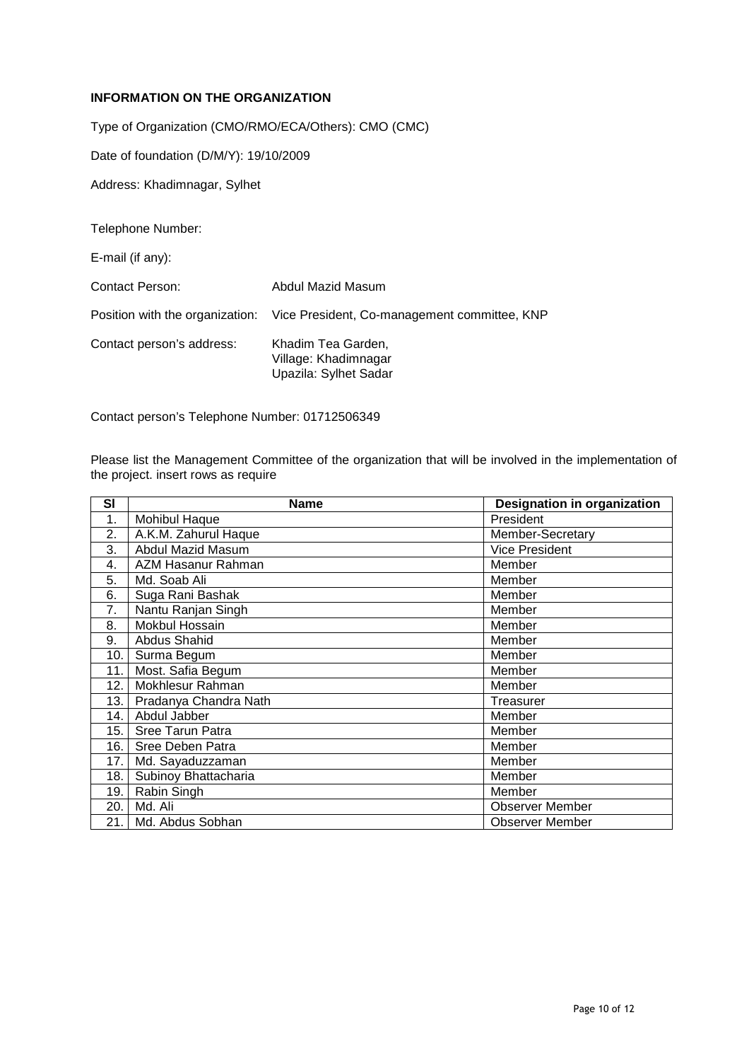**INFORMATION ON THE ORGANIZATION**

Type of Organization (CMO/RMO/ECA/Others): CMO (CMC)

Date of foundation (D/M/Y): 19/10/2009

Address: Khadimnagar, Sylhet

Telephone Number:

E-mail (if any):

Contact Person: Abdul Mazid Masum

Position with the organization: Vice President, Co-management committee, KNP

Contact person's address: Khadim Tea Garden, Village: Khadimnagar Upazila: Sylhet Sadar

Contact person's Telephone Number: 01712506349

Please list the Management Committee of the organization that will be involved in the implementation of the project. insert rows as require

| Sl | Name | Designation in organization |
|---|---|---|
| 1. | Mohibul Haque | President |
| 2. | A.K.M. Zahurul Haque | Member-Secretary |
| 3. | Abdul Mazid Masum | Vice President |
| 4. | AZM Hasanur Rahman | Member |
| 5. | Md. Soab Ali | Member |
| 6. | Suga Rani Bashak | Member |
| 7. | Nantu Ranjan Singh | Member |
| 8. | Mokbul Hossain | Member |
| 9. | Abdus Shahid | Member |
| 10. | Surma Begum | Member |
| 11. | Most. Safia Begum | Member |
| 12. | Mokhlesur Rahman | Member |
| 13. | Pradanya Chandra Nath | Treasurer |
| 14. | Abdul Jabber | Member |
| 15. | Sree Tarun Patra | Member |
| 16. | Sree Deben Patra | Member |
| 17. | Md. Sayaduzzaman | Member |
| 18. | Subinoy Bhattacharia | Member |
| 19. | Rabin Singh | Member |
| 20. | Md. Ali | Observer Member |
| 21. | Md. Abdus Sobhan | Observer Member |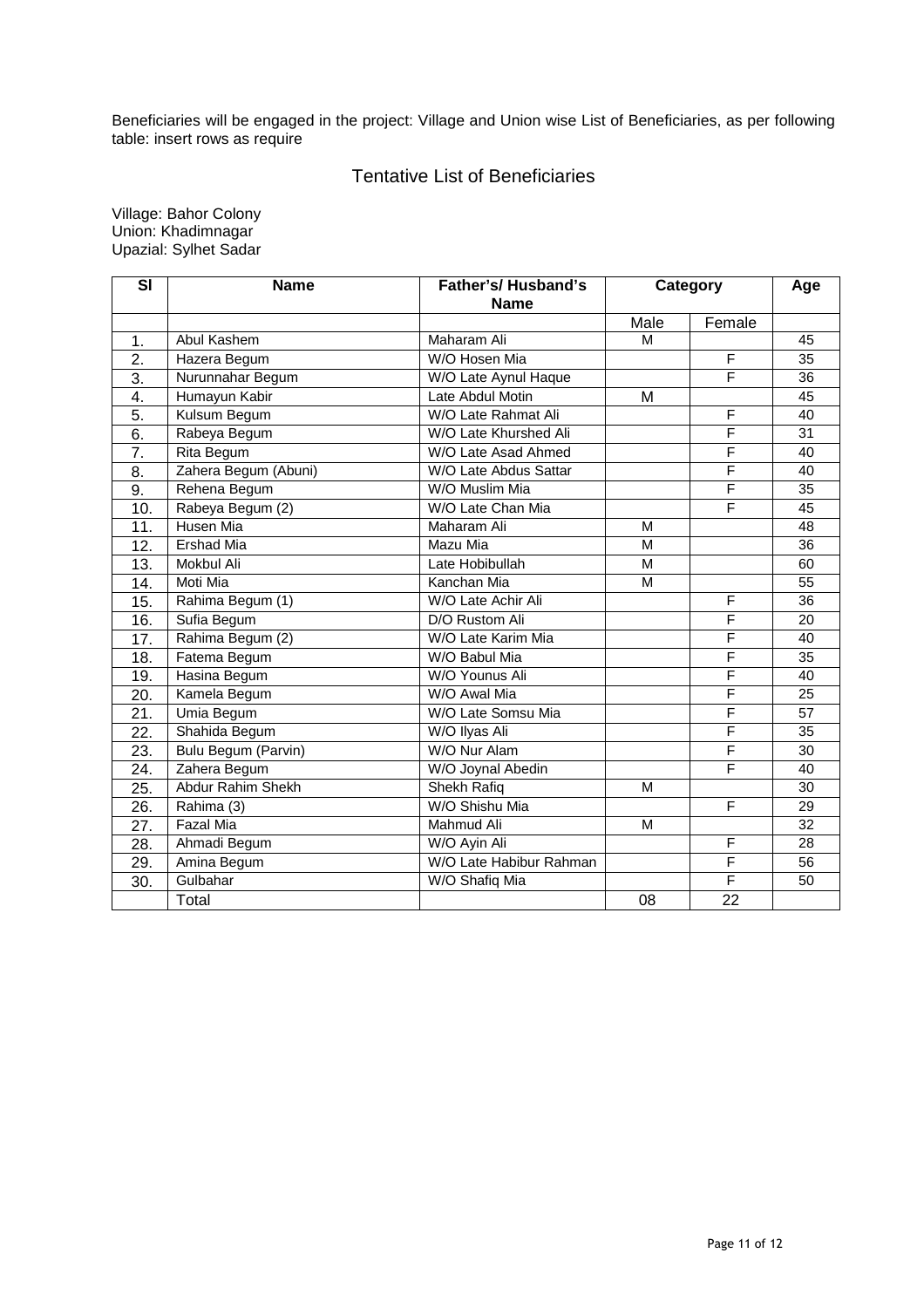Beneficiaries will be engaged in the project: Village and Union wise List of Beneficiaries, as per following table: insert rows as require

## Tentative List of Beneficiaries

Village: Bahor Colony
Union: Khadimnagar
Upazial: Sylhet Sadar

| Sl | Name | Father's/ Husband's Name | Category | | Age |
|---|---|---|---|---|---|
| | | | Male | Female | |
| 1. | Abul Kashem | Maharam Ali | M | | 45 |
| 2. | Hazera Begum | W/O Hosen Mia | | F | 35 |
| 3. | Nurunnahar Begum | W/O Late Aynul Haque | | F | 36 |
| 4. | Humayun Kabir | Late Abdul Motin | M | | 45 |
| 5. | Kulsum Begum | W/O Late Rahmat Ali | | F | 40 |
| 6. | Rabeya Begum | W/O Late Khurshed Ali | | F | 31 |
| 7. | Rita Begum | W/O Late Asad Ahmed | | F | 40 |
| 8. | Zahera Begum (Abuni) | W/O Late Abdus Sattar | | F | 40 |
| 9. | Rehena Begum | W/O Muslim Mia | | F | 35 |
| 10. | Rabeya Begum (2) | W/O Late Chan Mia | | F | 45 |
| 11. | Husen Mia | Maharam Ali | M | | 48 |
| 12. | Ershad Mia | Mazu Mia | M | | 36 |
| 13. | Mokbul Ali | Late Hobibullah | M | | 60 |
| 14. | Moti Mia | Kanchan Mia | M | | 55 |
| 15. | Rahima Begum (1) | W/O Late Achir Ali | | F | 36 |
| 16. | Sufia Begum | D/O Rustom Ali | | F | 20 |
| 17. | Rahima Begum (2) | W/O Late Karim Mia | | F | 40 |
| 18. | Fatema Begum | W/O Babul Mia | | F | 35 |
| 19. | Hasina Begum | W/O Younus Ali | | F | 40 |
| 20. | Kamela Begum | W/O Awal Mia | | F | 25 |
| 21. | Umia Begum | W/O Late Somsu Mia | | F | 57 |
| 22. | Shahida Begum | W/O Ilyas Ali | | F | 35 |
| 23. | Bulu Begum (Parvin) | W/O Nur Alam | | F | 30 |
| 24. | Zahera Begum | W/O Joynal Abedin | | F | 40 |
| 25. | Abdur Rahim Shekh | Shekh Rafiq | M | | 30 |
| 26. | Rahima (3) | W/O Shishu Mia | | F | 29 |
| 27. | Fazal Mia | Mahmud Ali | M | | 32 |
| 28. | Ahmadi Begum | W/O Ayin Ali | | F | 28 |
| 29. | Amina Begum | W/O Late Habibur Rahman | | F | 56 |
| 30. | Gulbahar | W/O Shafiq Mia | | F | 50 |
| | Total | | 08 | 22 | |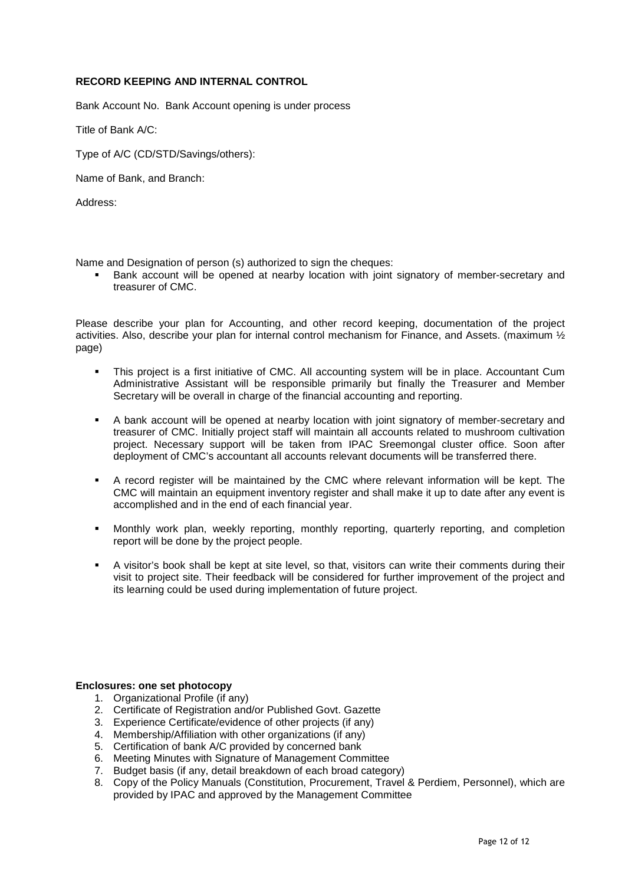**RECORD KEEPING AND INTERNAL CONTROL**

Bank Account No. Bank Account opening is under process

Title of Bank A/C:

Type of A/C (CD/STD/Savings/others):

Name of Bank, and Branch:

Address:

Name and Designation of person (s) authorized to sign the cheques:

- Bank account will be opened at nearby location with joint signatory of member-secretary and treasurer of CMC.

Please describe your plan for Accounting, and other record keeping, documentation of the project activities. Also, describe your plan for internal control mechanism for Finance, and Assets. (maximum ½ page)

- This project is a first initiative of CMC. All accounting system will be in place. Accountant Cum Administrative Assistant will be responsible primarily but finally the Treasurer and Member Secretary will be overall in charge of the financial accounting and reporting.
- A bank account will be opened at nearby location with joint signatory of member-secretary and treasurer of CMC. Initially project staff will maintain all accounts related to mushroom cultivation project. Necessary support will be taken from IPAC Sreemongal cluster office. Soon after deployment of CMC's accountant all accounts relevant documents will be transferred there.
- A record register will be maintained by the CMC where relevant information will be kept. The CMC will maintain an equipment inventory register and shall make it up to date after any event is accomplished and in the end of each financial year.
- Monthly work plan, weekly reporting, monthly reporting, quarterly reporting, and completion report will be done by the project people.
- A visitor's book shall be kept at site level, so that, visitors can write their comments during their visit to project site. Their feedback will be considered for further improvement of the project and its learning could be used during implementation of future project.

**Enclosures: one set photocopy**

1. Organizational Profile (if any)
2. Certificate of Registration and/or Published Govt. Gazette
3. Experience Certificate/evidence of other projects (if any)
4. Membership/Affiliation with other organizations (if any)
5. Certification of bank A/C provided by concerned bank
6. Meeting Minutes with Signature of Management Committee
7. Budget basis (if any, detail breakdown of each broad category)
8. Copy of the Policy Manuals (Constitution, Procurement, Travel & Perdiem, Personnel), which are provided by IPAC and approved by the Management Committee